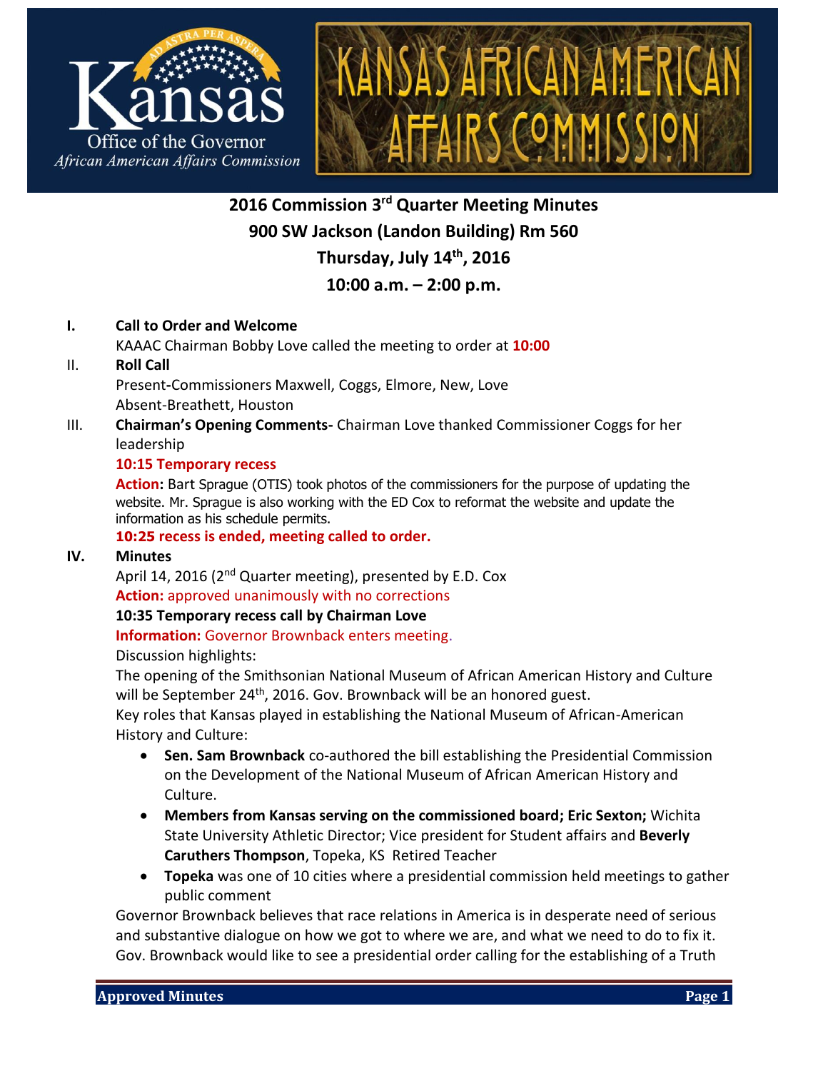Kansas Office of the Governor
African American Affairs Commission

KANSAS AFRICAN AMERICAN AFFAIRS COMMISSION

# 2016 Commission 3rd Quarter Meeting Minutes
## 900 SW Jackson (Landon Building) Rm 560
## Thursday, July 14th, 2016
## 10:00 a.m. – 2:00 p.m.

**I. Call to Order and Welcome**

KAAAC Chairman Bobby Love called the meeting to order at **10:00**

**II. Roll Call**

Present-Commissioners Maxwell, Coggs, Elmore, New, Love

Absent-Breathett, Houston

**III. Chairman's Opening Comments-** Chairman Love thanked Commissioner Coggs for her leadership

**10:15 Temporary recess**

**Action:** Bart Sprague (OTIS) took photos of the commissioners for the purpose of updating the website. Mr. Sprague is also working with the ED Cox to reformat the website and update the information as his schedule permits.

**10:25 recess is ended, meeting called to order.**

**IV. Minutes**

April 14, 2016 (2nd Quarter meeting), presented by E.D. Cox

**Action:** approved unanimously with no corrections

**10:35 Temporary recess call by Chairman Love**

**Information:** Governor Brownback enters meeting.

Discussion highlights:

The opening of the Smithsonian National Museum of African American History and Culture will be September 24th, 2016. Gov. Brownback will be an honored guest.

Key roles that Kansas played in establishing the National Museum of African-American History and Culture:

- **Sen. Sam Brownback** co-authored the bill establishing the Presidential Commission on the Development of the National Museum of African American History and Culture.
- **Members from Kansas serving on the commissioned board; Eric Sexton;** Wichita State University Athletic Director; Vice president for Student affairs and **Beverly Caruthers Thompson**, Topeka, KS Retired Teacher
- **Topeka** was one of 10 cities where a presidential commission held meetings to gather public comment

Governor Brownback believes that race relations in America is in desperate need of serious and substantive dialogue on how we got to where we are, and what we need to do to fix it. Gov. Brownback would like to see a presidential order calling for the establishing of a Truth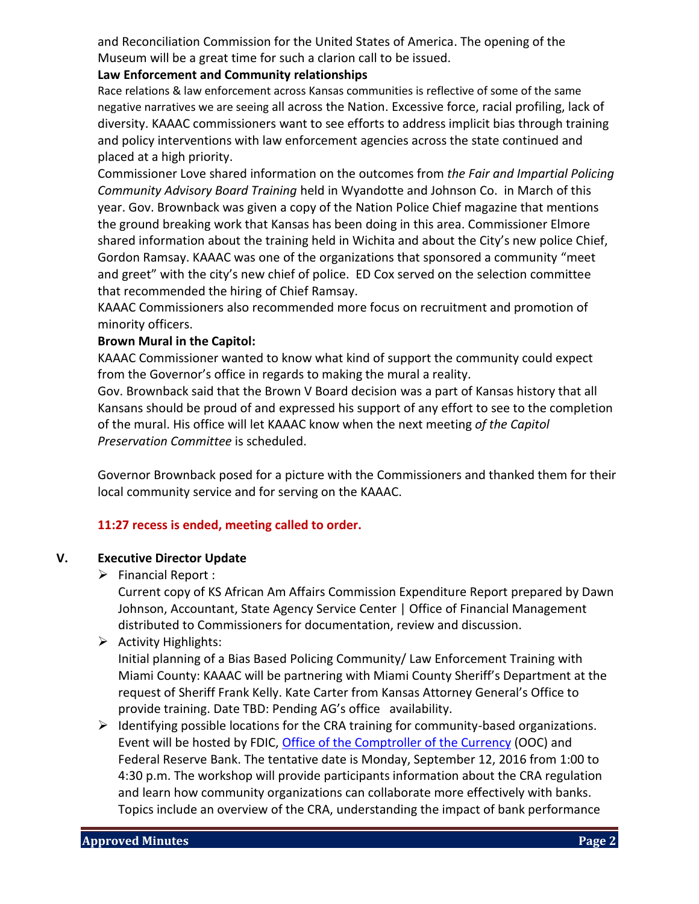and Reconciliation Commission for the United States of America. The opening of the Museum will be a great time for such a clarion call to be issued.

**Law Enforcement and Community relationships**

Race relations & law enforcement across Kansas communities is reflective of some of the same negative narratives we are seeing all across the Nation. Excessive force, racial profiling, lack of diversity. KAAAC commissioners want to see efforts to address implicit bias through training and policy interventions with law enforcement agencies across the state continued and placed at a high priority.

Commissioner Love shared information on the outcomes from *the Fair and Impartial Policing Community Advisory Board Training* held in Wyandotte and Johnson Co. in March of this year. Gov. Brownback was given a copy of the Nation Police Chief magazine that mentions the ground breaking work that Kansas has been doing in this area. Commissioner Elmore shared information about the training held in Wichita and about the City's new police Chief, Gordon Ramsay. KAAAC was one of the organizations that sponsored a community "meet and greet" with the city's new chief of police. ED Cox served on the selection committee that recommended the hiring of Chief Ramsay.

KAAAC Commissioners also recommended more focus on recruitment and promotion of minority officers.

**Brown Mural in the Capitol:**

KAAAC Commissioner wanted to know what kind of support the community could expect from the Governor's office in regards to making the mural a reality.

Gov. Brownback said that the Brown V Board decision was a part of Kansas history that all Kansans should be proud of and expressed his support of any effort to see to the completion of the mural. His office will let KAAAC know when the next meeting *of the Capitol Preservation Committee* is scheduled.

Governor Brownback posed for a picture with the Commissioners and thanked them for their local community service and for serving on the KAAAC.

**11:27 recess is ended, meeting called to order.**

## V. Executive Director Update

- Financial Report :
  Current copy of KS African Am Affairs Commission Expenditure Report prepared by Dawn Johnson, Accountant, State Agency Service Center | Office of Financial Management distributed to Commissioners for documentation, review and discussion.
- Activity Highlights:
  Initial planning of a Bias Based Policing Community/ Law Enforcement Training with Miami County: KAAAC will be partnering with Miami County Sheriff's Department at the request of Sheriff Frank Kelly. Kate Carter from Kansas Attorney General's Office to provide training. Date TBD: Pending AG's office availability.
- Identifying possible locations for the CRA training for community-based organizations. Event will be hosted by FDIC, Office of the Comptroller of the Currency (OOC) and Federal Reserve Bank. The tentative date is Monday, September 12, 2016 from 1:00 to 4:30 p.m. The workshop will provide participants information about the CRA regulation and learn how community organizations can collaborate more effectively with banks. Topics include an overview of the CRA, understanding the impact of bank performance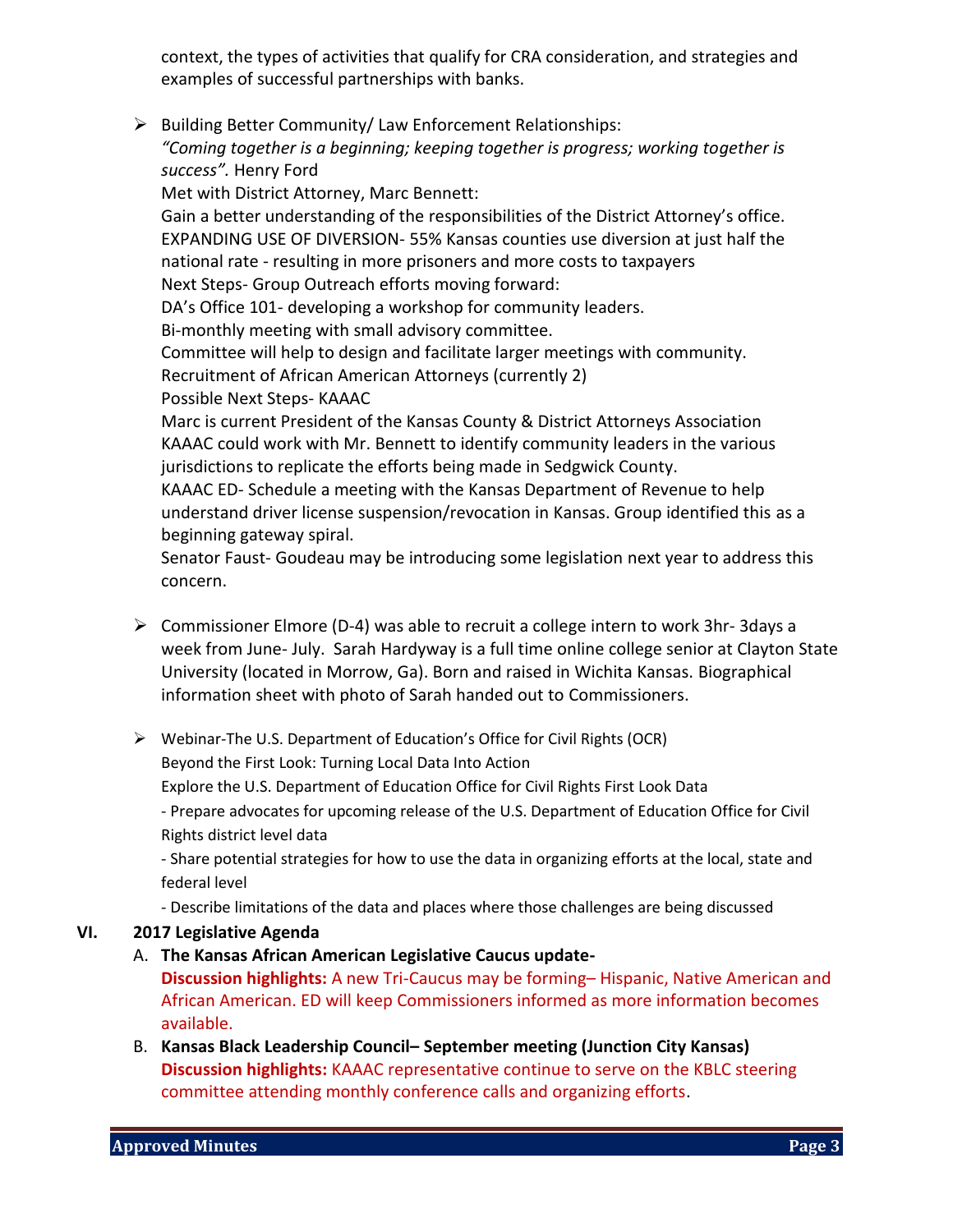context, the types of activities that qualify for CRA consideration, and strategies and examples of successful partnerships with banks.

- Building Better Community/ Law Enforcement Relationships:
  *"Coming together is a beginning; keeping together is progress; working together is success".* Henry Ford
  Met with District Attorney, Marc Bennett:
  Gain a better understanding of the responsibilities of the District Attorney's office.
  EXPANDING USE OF DIVERSION- 55% Kansas counties use diversion at just half the national rate - resulting in more prisoners and more costs to taxpayers
  Next Steps- Group Outreach efforts moving forward:
  DA's Office 101- developing a workshop for community leaders.
  Bi-monthly meeting with small advisory committee.
  Committee will help to design and facilitate larger meetings with community.
  Recruitment of African American Attorneys (currently 2)
  Possible Next Steps- KAAAC
  Marc is current President of the Kansas County & District Attorneys Association
  KAAAC could work with Mr. Bennett to identify community leaders in the various jurisdictions to replicate the efforts being made in Sedgwick County.
  KAAAC ED- Schedule a meeting with the Kansas Department of Revenue to help understand driver license suspension/revocation in Kansas. Group identified this as a beginning gateway spiral.
  Senator Faust- Goudeau may be introducing some legislation next year to address this concern.

- Commissioner Elmore (D-4) was able to recruit a college intern to work 3hr- 3days a week from June- July. Sarah Hardyway is a full time online college senior at Clayton State University (located in Morrow, Ga). Born and raised in Wichita Kansas. Biographical information sheet with photo of Sarah handed out to Commissioners.

- Webinar-The U.S. Department of Education's Office for Civil Rights (OCR)
  Beyond the First Look: Turning Local Data Into Action
  Explore the U.S. Department of Education Office for Civil Rights First Look Data
  - Prepare advocates for upcoming release of the U.S. Department of Education Office for Civil Rights district level data
  - Share potential strategies for how to use the data in organizing efforts at the local, state and federal level
  - Describe limitations of the data and places where those challenges are being discussed

## VI. 2017 Legislative Agenda

A. **The Kansas African American Legislative Caucus update-**
**Discussion highlights:** A new Tri-Caucus may be forming– Hispanic, Native American and African American. ED will keep Commissioners informed as more information becomes available.

B. **Kansas Black Leadership Council– September meeting (Junction City Kansas)**
**Discussion highlights:** KAAAC representative continue to serve on the KBLC steering committee attending monthly conference calls and organizing efforts.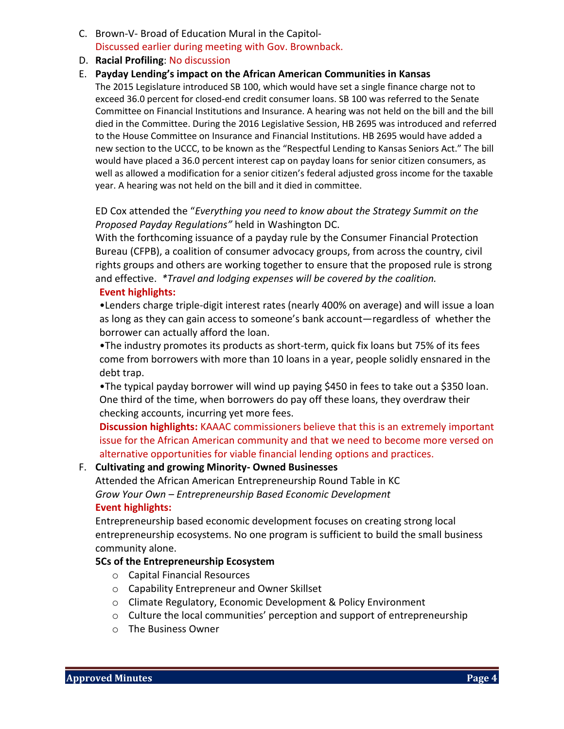C. Brown-V- Broad of Education Mural in the Capitol-
   Discussed earlier during meeting with Gov. Brownback.

D. **Racial Profiling**: No discussion

E. **Payday Lending's impact on the African American Communities in Kansas**

   The 2015 Legislature introduced SB 100, which would have set a single finance charge not to exceed 36.0 percent for closed-end credit consumer loans. SB 100 was referred to the Senate Committee on Financial Institutions and Insurance. A hearing was not held on the bill and the bill died in the Committee. During the 2016 Legislative Session, HB 2695 was introduced and referred to the House Committee on Insurance and Financial Institutions. HB 2695 would have added a new section to the UCCC, to be known as the "Respectful Lending to Kansas Seniors Act." The bill would have placed a 36.0 percent interest cap on payday loans for senior citizen consumers, as well as allowed a modification for a senior citizen's federal adjusted gross income for the taxable year. A hearing was not held on the bill and it died in committee.

   ED Cox attended the "*Everything you need to know about the Strategy Summit on the Proposed Payday Regulations"* held in Washington DC.
   With the forthcoming issuance of a payday rule by the Consumer Financial Protection Bureau (CFPB), a coalition of consumer advocacy groups, from across the country, civil rights groups and others are working together to ensure that the proposed rule is strong and effective. *\*Travel and lodging expenses will be covered by the coalition.*

   **Event highlights:**

   •Lenders charge triple-digit interest rates (nearly 400% on average) and will issue a loan as long as they can gain access to someone's bank account—regardless of whether the borrower can actually afford the loan.

   •The industry promotes its products as short-term, quick fix loans but 75% of its fees come from borrowers with more than 10 loans in a year, people solidly ensnared in the debt trap.

   •The typical payday borrower will wind up paying $450 in fees to take out a $350 loan. One third of the time, when borrowers do pay off these loans, they overdraw their checking accounts, incurring yet more fees.

   **Discussion highlights:** KAAAC commissioners believe that this is an extremely important issue for the African American community and that we need to become more versed on alternative opportunities for viable financial lending options and practices.

F. **Cultivating and growing Minority- Owned Businesses**

   Attended the African American Entrepreneurship Round Table in KC
   *Grow Your Own – Entrepreneurship Based Economic Development*

   **Event highlights:**

   Entrepreneurship based economic development focuses on creating strong local entrepreneurship ecosystems. No one program is sufficient to build the small business community alone.

   **5Cs of the Entrepreneurship Ecosystem**

   - Capital Financial Resources
   - Capability Entrepreneur and Owner Skillset
   - Climate Regulatory, Economic Development & Policy Environment
   - Culture the local communities' perception and support of entrepreneurship
   - The Business Owner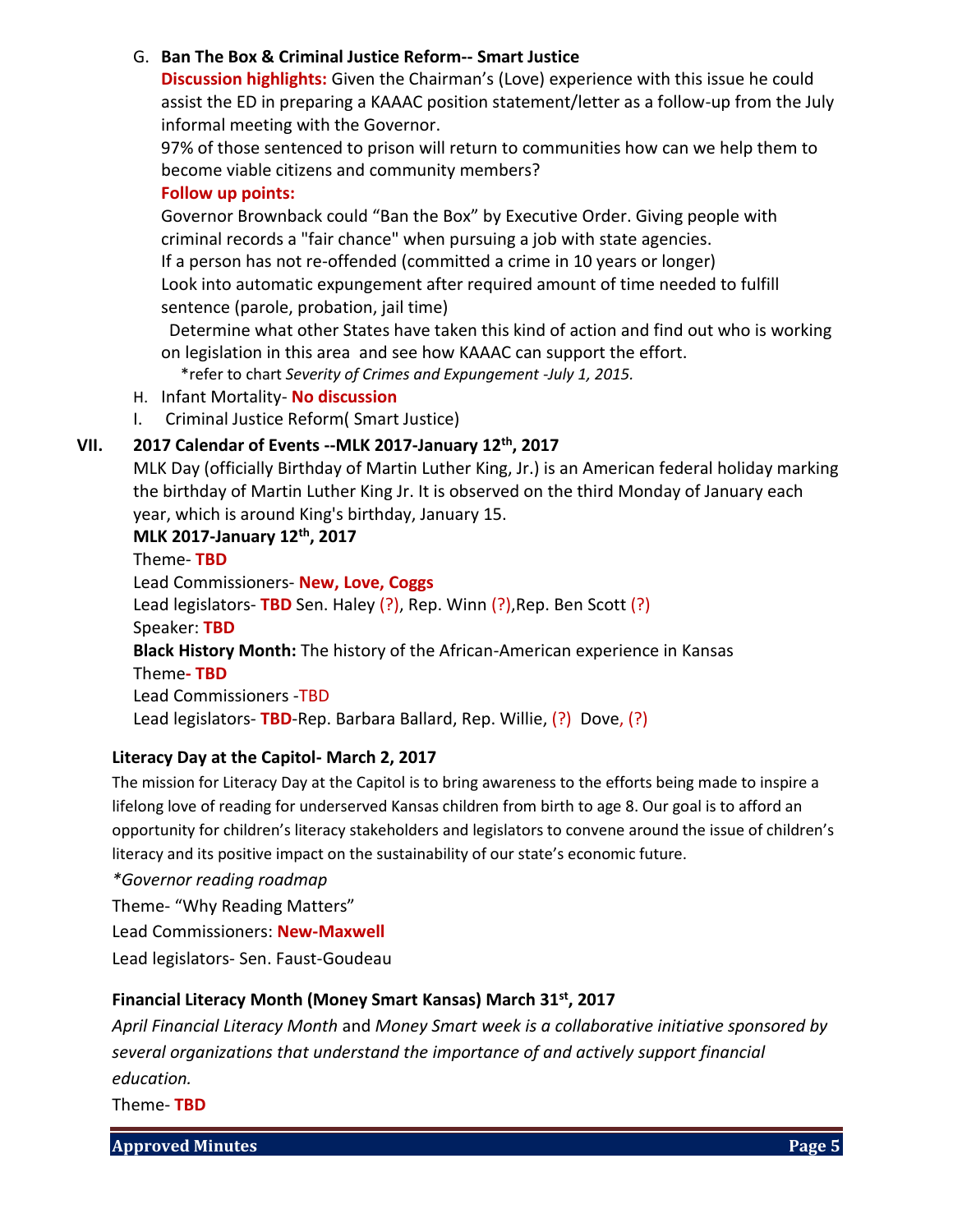G. **Ban The Box & Criminal Justice Reform-- Smart Justice**

**Discussion highlights:** Given the Chairman's (Love) experience with this issue he could assist the ED in preparing a KAAAC position statement/letter as a follow-up from the July informal meeting with the Governor.

97% of those sentenced to prison will return to communities how can we help them to become viable citizens and community members?

**Follow up points:**

Governor Brownback could "Ban the Box" by Executive Order. Giving people with criminal records a "fair chance" when pursuing a job with state agencies.

If a person has not re-offended (committed a crime in 10 years or longer)

Look into automatic expungement after required amount of time needed to fulfill sentence (parole, probation, jail time)

Determine what other States have taken this kind of action and find out who is working on legislation in this area and see how KAAAC can support the effort.

*refer to chart *Severity of Crimes and Expungement -July 1, 2015.*

H. Infant Mortality- **No discussion**

I. Criminal Justice Reform( Smart Justice)

## VII. 2017 Calendar of Events --MLK 2017-January 12th, 2017

MLK Day (officially Birthday of Martin Luther King, Jr.) is an American federal holiday marking the birthday of Martin Luther King Jr. It is observed on the third Monday of January each year, which is around King's birthday, January 15.

**MLK 2017-January 12th, 2017**

Theme- **TBD**

Lead Commissioners- **New, Love, Coggs**

Lead legislators- **TBD** Sen. Haley (?), Rep. Winn (?),Rep. Ben Scott (?)

Speaker: **TBD**

**Black History Month:** The history of the African-American experience in Kansas

Theme**- TBD**

Lead Commissioners -TBD

Lead legislators- **TBD**-Rep. Barbara Ballard, Rep. Willie, (?) Dove, (?)

**Literacy Day at the Capitol- March 2, 2017**

The mission for Literacy Day at the Capitol is to bring awareness to the efforts being made to inspire a lifelong love of reading for underserved Kansas children from birth to age 8. Our goal is to afford an opportunity for children's literacy stakeholders and legislators to convene around the issue of children's literacy and its positive impact on the sustainability of our state's economic future.

**Governor reading roadmap*

Theme- "Why Reading Matters"

Lead Commissioners: **New-Maxwell**

Lead legislators- Sen. Faust-Goudeau

**Financial Literacy Month (Money Smart Kansas) March 31st, 2017**

*April Financial Literacy Month* and *Money Smart week is a collaborative initiative sponsored by several organizations that understand the importance of and actively support financial education.*

Theme- **TBD**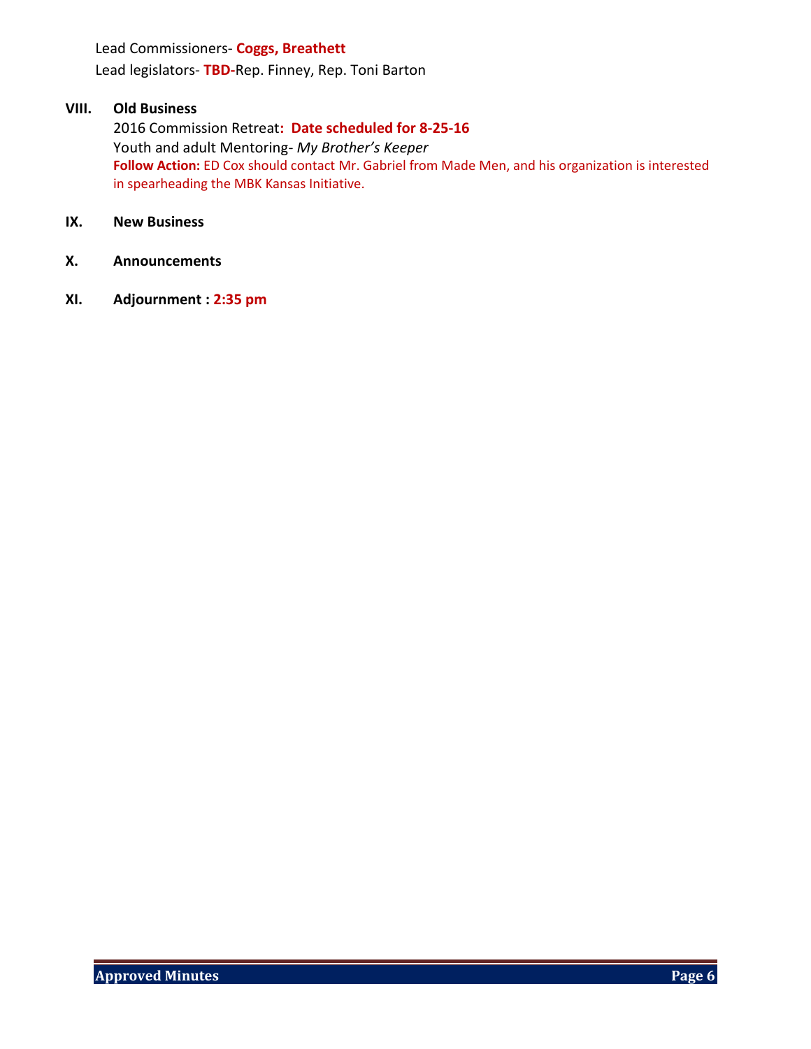Lead Commissioners- **Coggs, Breathett**

Lead legislators- **TBD-**Rep. Finney, Rep. Toni Barton

## VIII. Old Business

2016 Commission Retreat**: Date scheduled for 8-25-16**

Youth and adult Mentoring- *My Brother's Keeper*

**Follow Action:** ED Cox should contact Mr. Gabriel from Made Men, and his organization is interested in spearheading the MBK Kansas Initiative.

## IX. New Business

## X. Announcements

## XI. Adjournment : 2:35 pm